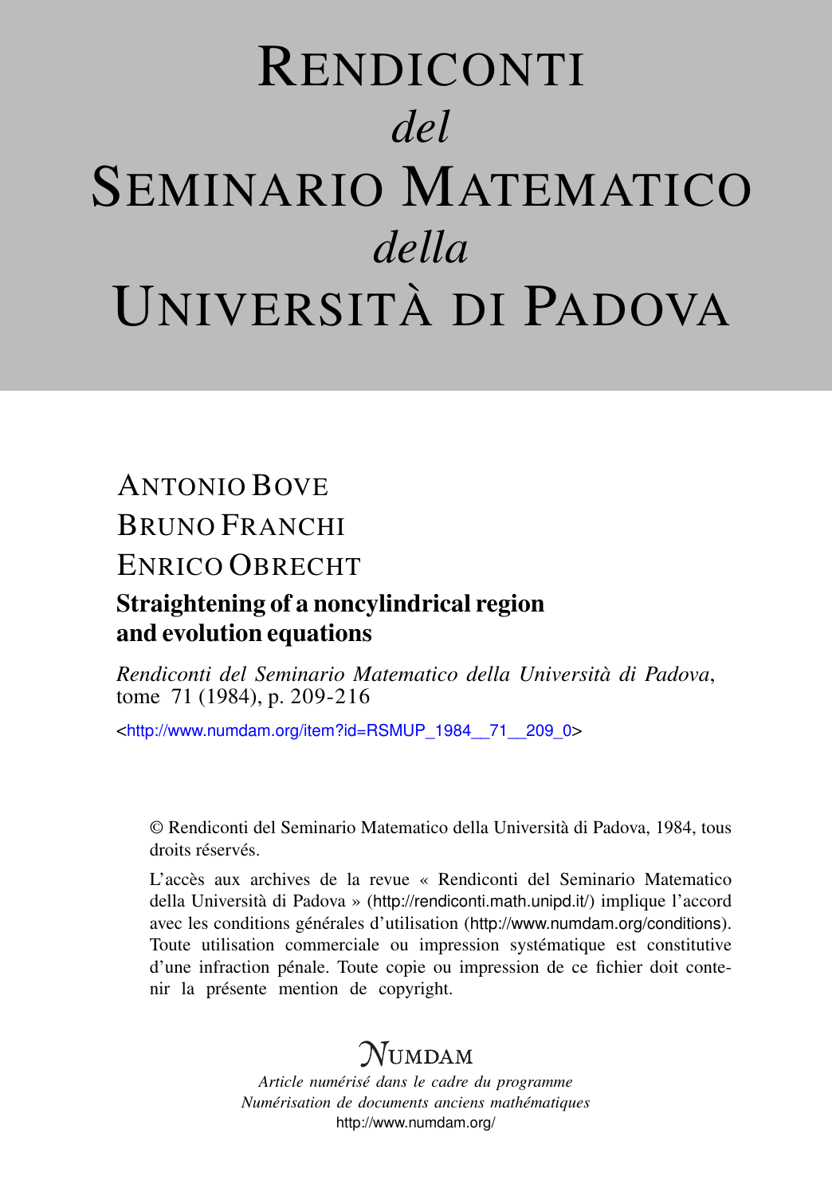# Rendiconti *del* Seminario Matematico *della* Università di Padova

Antonio Bove

Bruno Franchi

Enrico Obrecht

## Straightening of a noncylindrical region and evolution equations

*Rendiconti del Seminario Matematico della Università di Padova*, tome 71 (1984), p. 209-216

<http://www.numdam.org/item?id=RSMUP_1984__71__209_0>

© Rendiconti del Seminario Matematico della Università di Padova, 1984, tous droits réservés.

L'accès aux archives de la revue « Rendiconti del Seminario Matematico della Università di Padova » (http://rendiconti.math.unipd.it/) implique l'accord avec les conditions générales d'utilisation (http://www.numdam.org/conditions). Toute utilisation commerciale ou impression systématique est constitutive d'une infraction pénale. Toute copie ou impression de ce fichier doit contenir la présente mention de copyright.

Numdam

*Article numérisé dans le cadre du programme Numérisation de documents anciens mathématiques*

http://www.numdam.org/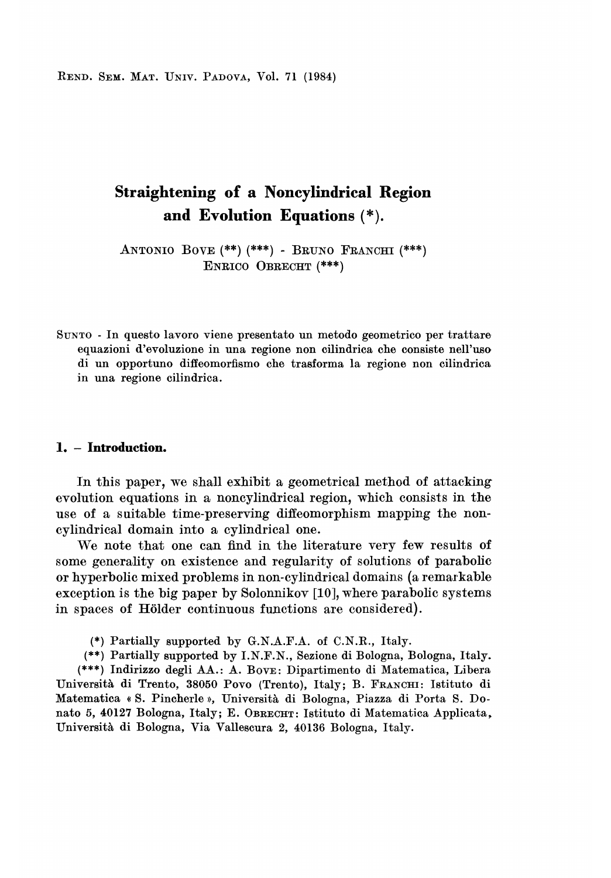# Straightening of a Noncylindrical Region and Evolution Equations (*).

ANTONIO BOVE (**) (***) - BRUNO FRANCHI (***)
ENRICO OBRECHT (***)

SUNTO - In questo lavoro viene presentato un metodo geometrico per trattare equazioni d'evoluzione in una regione non cilindrica che consiste nell'uso di un opportuno diffeomorfismo che trasforma la regione non cilindrica in una regione cilindrica.

## 1. – Introduction.

In this paper, we shall exhibit a geometrical method of attacking evolution equations in a noncylindrical region, which consists in the use of a suitable time-preserving diffeomorphism mapping the noncylindrical domain into a cylindrical one.

We note that one can find in the literature very few results of some generality on existence and regularity of solutions of parabolic or hyperbolic mixed problems in non-cylindrical domains (a remarkable exception is the big paper by Solonnikov [10], where parabolic systems in spaces of Hölder continuous functions are considered).

(*) Partially supported by G.N.A.F.A. of C.N.R., Italy.

(**) Partially supported by I.N.F.N., Sezione di Bologna, Bologna, Italy.

(***) Indirizzo degli AA.: A. BOVE: Dipartimento di Matematica, Libera Università di Trento, 38050 Povo (Trento), Italy; B. FRANCHI: Istituto di Matematica « S. Pincherle », Università di Bologna, Piazza di Porta S. Donato 5, 40127 Bologna, Italy; E. OBRECHT: Istituto di Matematica Applicata, Università di Bologna, Via Vallescura 2, 40136 Bologna, Italy.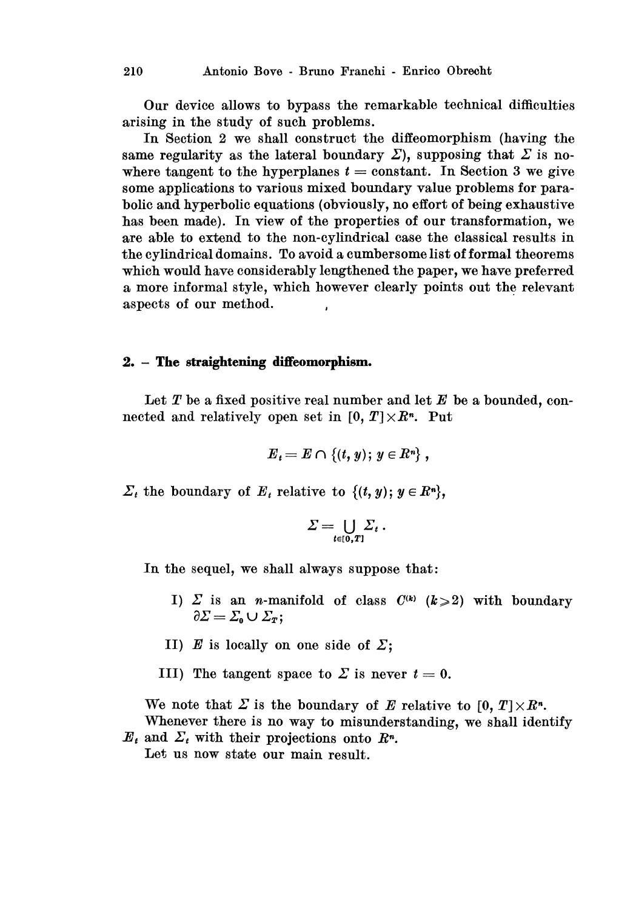Our device allows to bypass the remarkable technical difficulties arising in the study of such problems.

In Section 2 we shall construct the diffeomorphism (having the same regularity as the lateral boundary $\Sigma$), supposing that $\Sigma$ is nowhere tangent to the hyperplanes $t = \text{constant}$. In Section 3 we give some applications to various mixed boundary value problems for parabolic and hyperbolic equations (obviously, no effort of being exhaustive has been made). In view of the properties of our transformation, we are able to extend to the non-cylindrical case the classical results in the cylindrical domains. To avoid a cumbersome list of formal theorems which would have considerably lengthened the paper, we have preferred a more informal style, which however clearly points out the relevant aspects of our method.

## 2. – The straightening diffeomorphism.

Let $T$ be a fixed positive real number and let $E$ be a bounded, connected and relatively open set in $[0, T] \times R^n$. Put

$$E_t = E \cap \{(t, y);\, y \in R^n\}\,,$$

$\Sigma_t$ the boundary of $E_t$ relative to $\{(t, y);\, y \in R^n\}$,

$$\Sigma = \bigcup_{t \in [0,T]} \Sigma_t\,.$$

In the sequel, we shall always suppose that:

I) $\Sigma$ is an $n$-manifold of class $C^{(k)}$ $(k \geqslant 2)$ with boundary $\partial\Sigma = \Sigma_0 \cup \Sigma_T$;

II) $E$ is locally on one side of $\Sigma$;

III) The tangent space to $\Sigma$ is never $t = 0$.

We note that $\Sigma$ is the boundary of $E$ relative to $[0, T] \times R^n$.

Whenever there is no way to misunderstanding, we shall identify $E_t$ and $\Sigma_t$ with their projections onto $R^n$.

Let us now state our main result.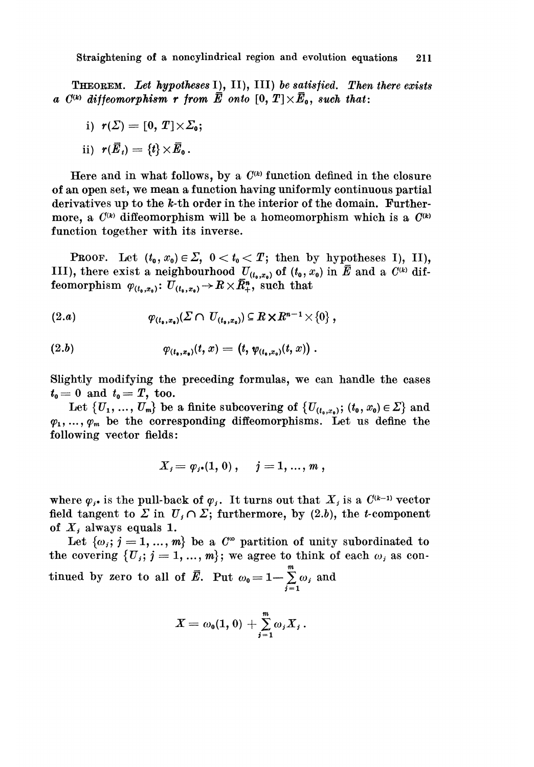**THEOREM.** *Let hypotheses* I), II), III) *be satisfied. Then there exists a $C^{(k)}$ diffeomorphism $r$ from $\bar{E}$ onto $[0, T]\times\bar{E}_0$, such that*:

i) $r(\Sigma) = [0, T]\times\Sigma_0$;

ii) $r(\bar{E}_t) = \{t\}\times\bar{E}_0$.

Here and in what follows, by a $C^{(k)}$ function defined in the closure of an open set, we mean a function having uniformly continuous partial derivatives up to the $k$-th order in the interior of the domain. Furthermore, a $C^{(k)}$ diffeomorphism will be a homeomorphism which is a $C^{(k)}$ function together with its inverse.

PROOF. Let $(t_0, x_0)\in\Sigma$, $0 < t_0 < T$; then by hypotheses I), II), III), there exist a neighbourhood $U_{(t_0,x_0)}$ of $(t_0, x_0)$ in $\bar{E}$ and a $C^{(k)}$ diffeomorphism $\varphi_{(t_0,x_0)}\colon U_{(t_0,x_0)}\to R\times\bar{R}^n_+$, such that

$$(2.a)\qquad \varphi_{(t_0,x_0)}(\Sigma\cap U_{(t_0,x_0)})\subseteq R\times R^{n-1}\times\{0\}\,,$$

$$(2.b)\qquad \varphi_{(t_0,x_0)}(t, x) = \big(t, \psi_{(t_0,x_0)}(t, x)\big)\,.$$

Slightly modifying the preceding formulas, we can handle the cases $t_0 = 0$ and $t_0 = T$, too.

Let $\{U_1, \dots, U_m\}$ be a finite subcovering of $\{U_{(t_0,x_0)};\ (t_0, x_0)\in\Sigma\}$ and $\varphi_1, \dots, \varphi_m$ be the corresponding diffeomorphisms. Let us define the following vector fields:

$$X_j = \varphi_{j*}(1, 0)\,,\qquad j = 1, \dots, m\,,$$

where $\varphi_{j*}$ is the pull-back of $\varphi_j$. It turns out that $X_j$ is a $C^{(k-1)}$ vector field tangent to $\Sigma$ in $U_j\cap\Sigma$; furthermore, by (2.b), the $t$-component of $X_j$ always equals 1.

Let $\{\omega_j;\ j = 1, \dots, m\}$ be a $C^\infty$ partition of unity subordinated to the covering $\{U_j;\ j = 1, \dots, m\}$; we agree to think of each $\omega_j$ as continued by zero to all of $\bar{E}$. Put $\omega_0 = 1 - \sum_{j=1}^{m}\omega_j$ and

$$X = \omega_0(1, 0) + \sum_{j=1}^{m}\omega_j X_j\,.$$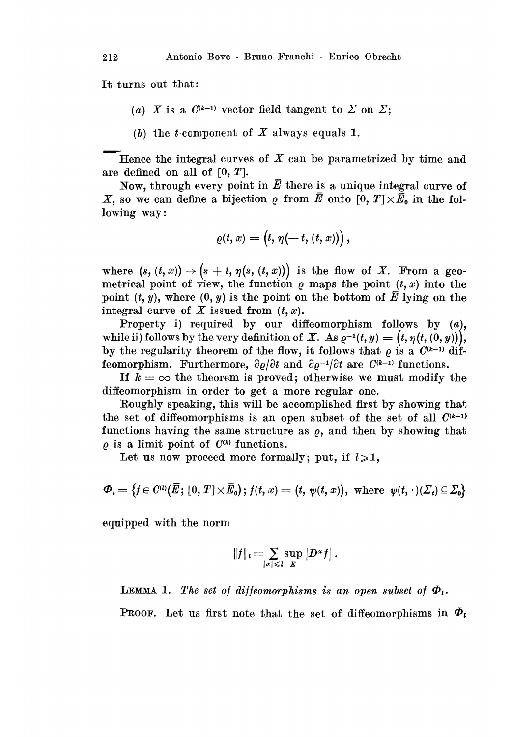It turns out that:

(a) $X$ is a $C^{(k-1)}$ vector field tangent to $\Sigma$ on $\Sigma$;

(b) the $t$-component of $X$ always equals 1.

Hence the integral curves of $X$ can be parametrized by time and are defined on all of $[0, T]$.

Now, through every point in $\bar{E}$ there is a unique integral curve of $X$, so we can define a bijection $\varrho$ from $\bar{E}$ onto $[0, T]\times\bar{E}_0$ in the following way:

$$\varrho(t, x) = \big(t, \eta(-t, (t, x))\big)\,,$$

where $(s, (t, x)) \to \big(s + t, \eta(s, (t, x))\big)$ is the flow of $X$. From a geometrical point of view, the function $\varrho$ maps the point $(t, x)$ into the point $(t, y)$, where $(0, y)$ is the point on the bottom of $\bar{E}$ lying on the integral curve of $X$ issued from $(t, x)$.

Property i) required by our diffeomorphism follows by $(a)$, while ii) follows by the very definition of $X$. As $\varrho^{-1}(t, y) = \big(t, \eta(t, (0, y))\big)$, by the regularity theorem of the flow, it follows that $\varrho$ is a $C^{(k-1)}$ diffeomorphism. Furthermore, $\partial\varrho/\partial t$ and $\partial\varrho^{-1}/\partial t$ are $C^{(k-1)}$ functions.

If $k = \infty$ the theorem is proved; otherwise we must modify the diffeomorphism in order to get a more regular one.

Roughly speaking, this will be accomplished first by showing that the set of diffeomorphisms is an open subset of the set of all $C^{(k-1)}$ functions having the same structure as $\varrho$, and then by showing that $\varrho$ is a limit point of $C^{(k)}$ functions.

Let us now proceed more formally; put, if $l\geqslant 1$,

$$\Phi_l = \big\{f \in C^{(l)}(\bar{E}; [0, T]\times\bar{E}_0)\,;\, f(t, x) = \big(t, \psi(t, x)\big), \text{ where } \psi(t, \cdot)(\Sigma_t) \subseteq \Sigma_0\big\}$$

equipped with the norm

$$\|f\|_l = \sum_{|\alpha|\leqslant l} \sup_{E} |D^\alpha f|\,.$$

LEMMA 1. *The set of diffeomorphisms is an open subset of* $\Phi_l$.

PROOF. Let us first note that the set of diffeomorphisms in $\Phi_l$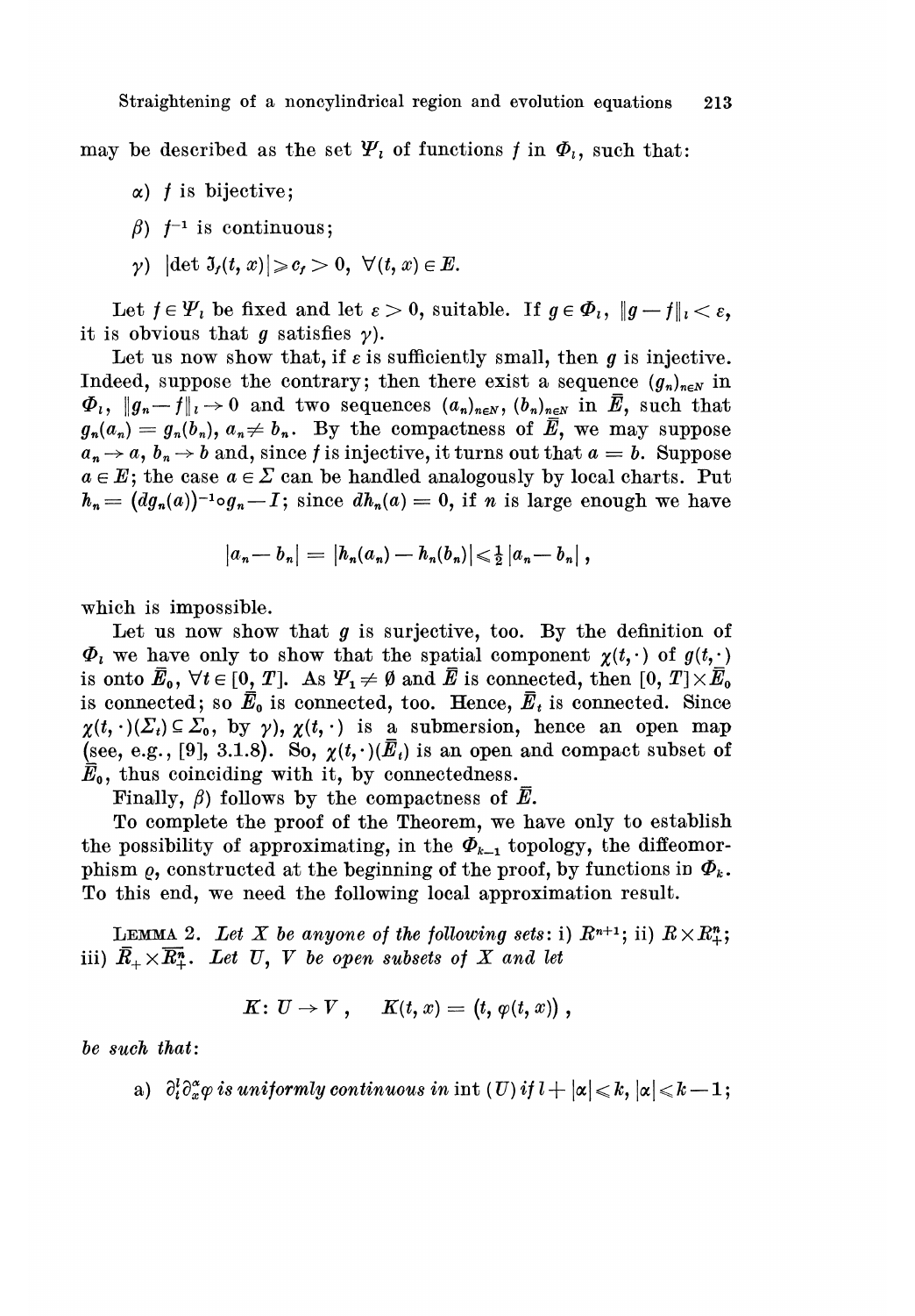may be described as the set $\Psi_l$ of functions $f$ in $\Phi_l$, such that:

- $\alpha$) $f$ is bijective;
- $\beta$) $f^{-1}$ is continuous;
- $\gamma$) $|\det \mathfrak{J}_f(t, x)| \geqslant c_f > 0, \ \forall (t, x) \in E$.

Let $f \in \Psi_l$ be fixed and let $\varepsilon > 0$, suitable. If $g \in \Phi_l$, $\|g - f\|_l < \varepsilon$, it is obvious that $g$ satisfies $\gamma$).

Let us now show that, if $\varepsilon$ is sufficiently small, then $g$ is injective. Indeed, suppose the contrary; then there exist a sequence $(g_n)_{n\in N}$ in $\Phi_l$, $\|g_n - f\|_l \to 0$ and two sequences $(a_n)_{n\in N}$, $(b_n)_{n\in N}$ in $\bar{E}$, such that $g_n(a_n) = g_n(b_n)$, $a_n \neq b_n$. By the compactness of $\bar{E}$, we may suppose $a_n \to a$, $b_n \to b$ and, since $f$ is injective, it turns out that $a = b$. Suppose $a \in E$; the case $a \in \Sigma$ can be handled analogously by local charts. Put $h_n = (dg_n(a))^{-1} \circ g_n - I$; since $dh_n(a) = 0$, if $n$ is large enough we have

$$|a_n - b_n| = |h_n(a_n) - h_n(b_n)| \leqslant \tfrac{1}{2}|a_n - b_n|,$$

which is impossible.

Let us now show that $g$ is surjective, too. By the definition of $\Phi_l$ we have only to show that the spatial component $\chi(t, \cdot)$ of $g(t, \cdot)$ is onto $\bar{E}_0$, $\forall t \in [0, T]$. As $\Psi_1 \neq \emptyset$ and $\bar{E}$ is connected, then $[0, T] \times \bar{E}_0$ is connected; so $\bar{E}_0$ is connected, too. Hence, $\bar{E}_t$ is connected. Since $\chi(t, \cdot)(\Sigma_t) \subseteq \Sigma_0$, by $\gamma$), $\chi(t, \cdot)$ is a submersion, hence an open map (see, e.g., [9], 3.1.8). So, $\chi(t, \cdot)(\bar{E}_t)$ is an open and compact subset of $\bar{E}_0$, thus coinciding with it, by connectedness.

Finally, $\beta$) follows by the compactness of $\bar{E}$.

To complete the proof of the Theorem, we have only to establish the possibility of approximating, in the $\Phi_{k-1}$ topology, the diffeomorphism $\varrho$, constructed at the beginning of the proof, by functions in $\Phi_k$. To this end, we need the following local approximation result.

LEMMA 2. *Let $X$ be anyone of the following sets*: i) $R^{n+1}$; ii) $R \times R^n_+$; iii) $\bar{R}_+ \times \overline{R^n_+}$. *Let $U$, $V$ be open subsets of $X$ and let*

$$K\colon U \to V, \quad K(t, x) = (t, \varphi(t, x)),$$

*be such that*:

a) $\partial_t^l \partial_x^\alpha \varphi$ *is uniformly continuous in* $\operatorname{int}(U)$ *if* $l + |\alpha| \leqslant k$, $|\alpha| \leqslant k - 1$;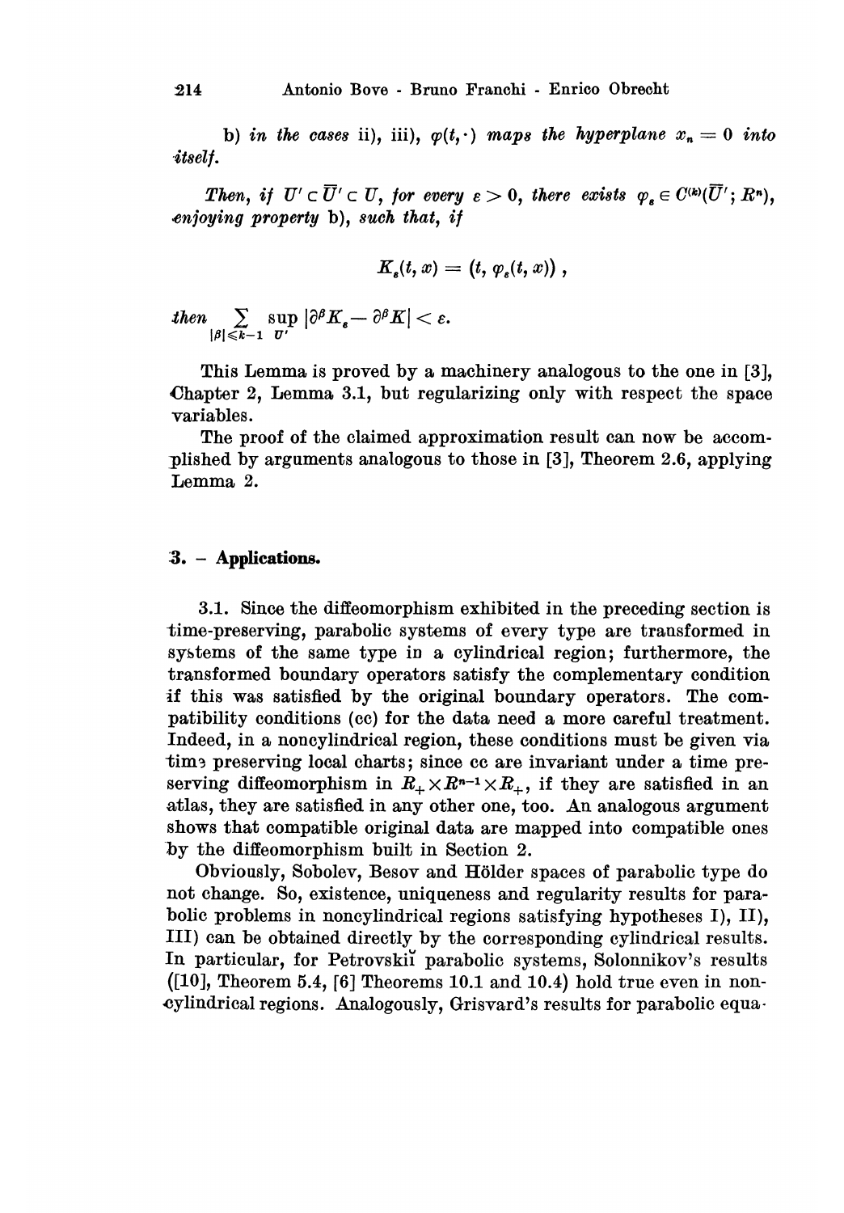b) *in the cases* ii), iii), $\varphi(t, \cdot)$ *maps the hyperplane* $x_n = 0$ *into itself.*

*Then, if* $U' \subset \overline{U}' \subset U$, *for every* $\varepsilon > 0$, *there exists* $\varphi_\varepsilon \in C^{(k)}(\overline{U}'; R^n)$, *enjoying property* b), *such that, if*

$$K_\varepsilon(t, x) = (t, \varphi_\varepsilon(t, x)),$$

*then* $\sum_{|\beta| \leq k-1} \sup_{U'} |\partial^\beta K_\varepsilon - \partial^\beta K| < \varepsilon.$

This Lemma is proved by a machinery analogous to the one in [3], Chapter 2, Lemma 3.1, but regularizing only with respect the space variables.

The proof of the claimed approximation result can now be accomplished by arguments analogous to those in [3], Theorem 2.6, applying Lemma 2.

## 3. – Applications.

3.1. Since the diffeomorphism exhibited in the preceding section is time-preserving, parabolic systems of every type are transformed in systems of the same type in a cylindrical region; furthermore, the transformed boundary operators satisfy the complementary condition if this was satisfied by the original boundary operators. The compatibility conditions (cc) for the data need a more careful treatment. Indeed, in a noncylindrical region, these conditions must be given via time preserving local charts; since cc are invariant under a time preserving diffeomorphism in $R_+ \times R^{n-1} \times R_+$, if they are satisfied in an atlas, they are satisfied in any other one, too. An analogous argument shows that compatible original data are mapped into compatible ones by the diffeomorphism built in Section 2.

Obviously, Sobolev, Besov and Hölder spaces of parabolic type do not change. So, existence, uniqueness and regularity results for parabolic problems in noncylindrical regions satisfying hypotheses I), II), III) can be obtained directly by the corresponding cylindrical results. In particular, for Petrovskiĭ parabolic systems, Solonnikov's results ([10], Theorem 5.4, [6] Theorems 10.1 and 10.4) hold true even in noncylindrical regions. Analogously, Grisvard's results for parabolic equa-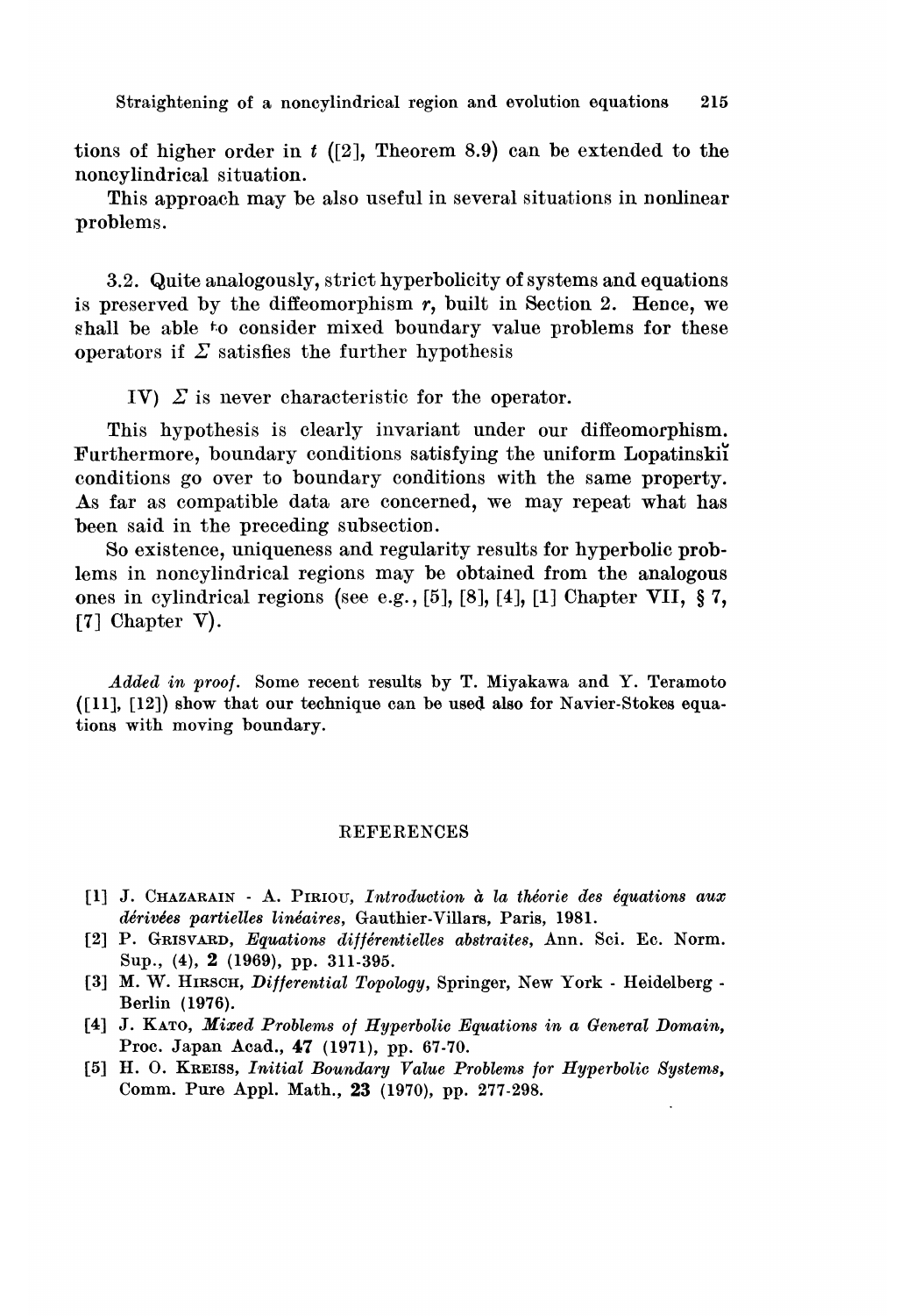tions of higher order in $t$ ([2], Theorem 8.9) can be extended to the noncylindrical situation.

This approach may be also useful in several situations in nonlinear problems.

3.2. Quite analogously, strict hyperbolicity of systems and equations is preserved by the diffeomorphism $r$, built in Section 2. Hence, we shall be able to consider mixed boundary value problems for these operators if $\Sigma$ satisfies the further hypothesis

IV) $\Sigma$ is never characteristic for the operator.

This hypothesis is clearly invariant under our diffeomorphism. Furthermore, boundary conditions satisfying the uniform Lopatinskiĭ conditions go over to boundary conditions with the same property. As far as compatible data are concerned, we may repeat what has been said in the preceding subsection.

So existence, uniqueness and regularity results for hyperbolic problems in noncylindrical regions may be obtained from the analogous ones in cylindrical regions (see e.g., [5], [8], [4], [1] Chapter VII, § 7, [7] Chapter V).

*Added in proof.* Some recent results by T. Miyakawa and Y. Teramoto ([11], [12]) show that our technique can be used also for Navier-Stokes equations with moving boundary.

## REFERENCES

[1] J. Chazarain - A. Piriou, *Introduction à la théorie des équations aux dérivées partielles linéaires*, Gauthier-Villars, Paris, 1981.

[2] P. Grisvard, *Equations différentielles abstraites*, Ann. Sci. Ec. Norm. Sup., (4), **2** (1969), pp. 311-395.

[3] M. W. Hirsch, *Differential Topology*, Springer, New York - Heidelberg - Berlin (1976).

[4] J. Kato, *Mixed Problems of Hyperbolic Equations in a General Domain*, Proc. Japan Acad., **47** (1971), pp. 67-70.

[5] H. O. Kreiss, *Initial Boundary Value Problems for Hyperbolic Systems*, Comm. Pure Appl. Math., **23** (1970), pp. 277-298.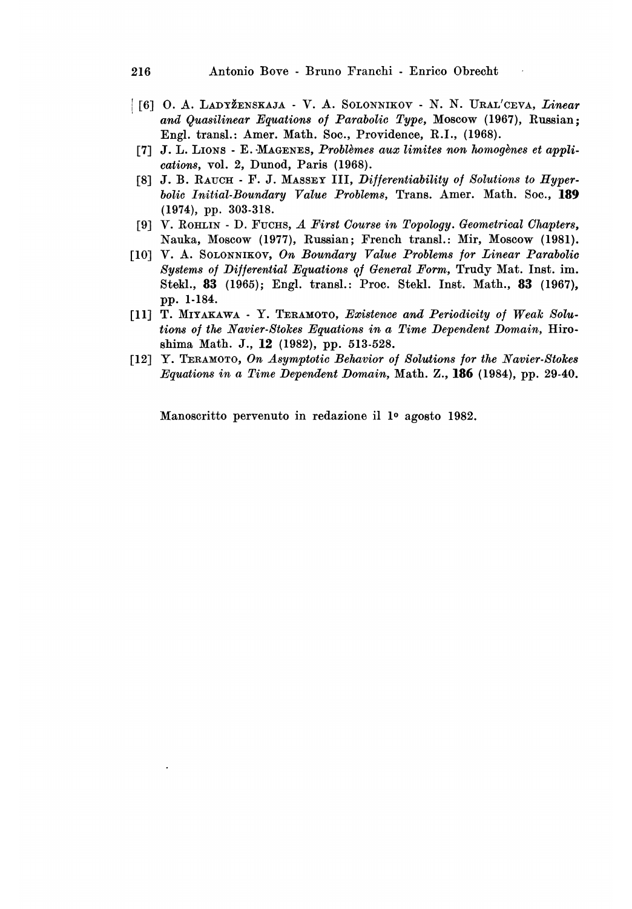[6] O. A. Ladyženskaja - V. A. Solonnikov - N. N. Ural'ceva, *Linear and Quasilinear Equations of Parabolic Type*, Moscow (1967), Russian; Engl. transl.: Amer. Math. Soc., Providence, R.I., (1968).

[7] J. L. Lions - E. Magenes, *Problèmes aux limites non homogènes et applications*, vol. 2, Dunod, Paris (1968).

[8] J. B. Rauch - F. J. Massey III, *Differentiability of Solutions to Hyperbolic Initial-Boundary Value Problems*, Trans. Amer. Math. Soc., **189** (1974), pp. 303-318.

[9] V. Rohlin - D. Fuchs, *A First Course in Topology. Geometrical Chapters*, Nauka, Moscow (1977), Russian; French transl.: Mir, Moscow (1981).

[10] V. A. Solonnikov, *On Boundary Value Problems for Linear Parabolic Systems of Differential Equations of General Form*, Trudy Mat. Inst. im. Stekl., **83** (1965); Engl. transl.: Proc. Stekl. Inst. Math., **83** (1967), pp. 1-184.

[11] T. Miyakawa - Y. Teramoto, *Existence and Periodicity of Weak Solutions of the Navier-Stokes Equations in a Time Dependent Domain*, Hiroshima Math. J., **12** (1982), pp. 513-528.

[12] Y. Teramoto, *On Asymptotic Behavior of Solutions for the Navier-Stokes Equations in a Time Dependent Domain*, Math. Z., **186** (1984), pp. 29-40.

Manoscritto pervenuto in redazione il 1° agosto 1982.